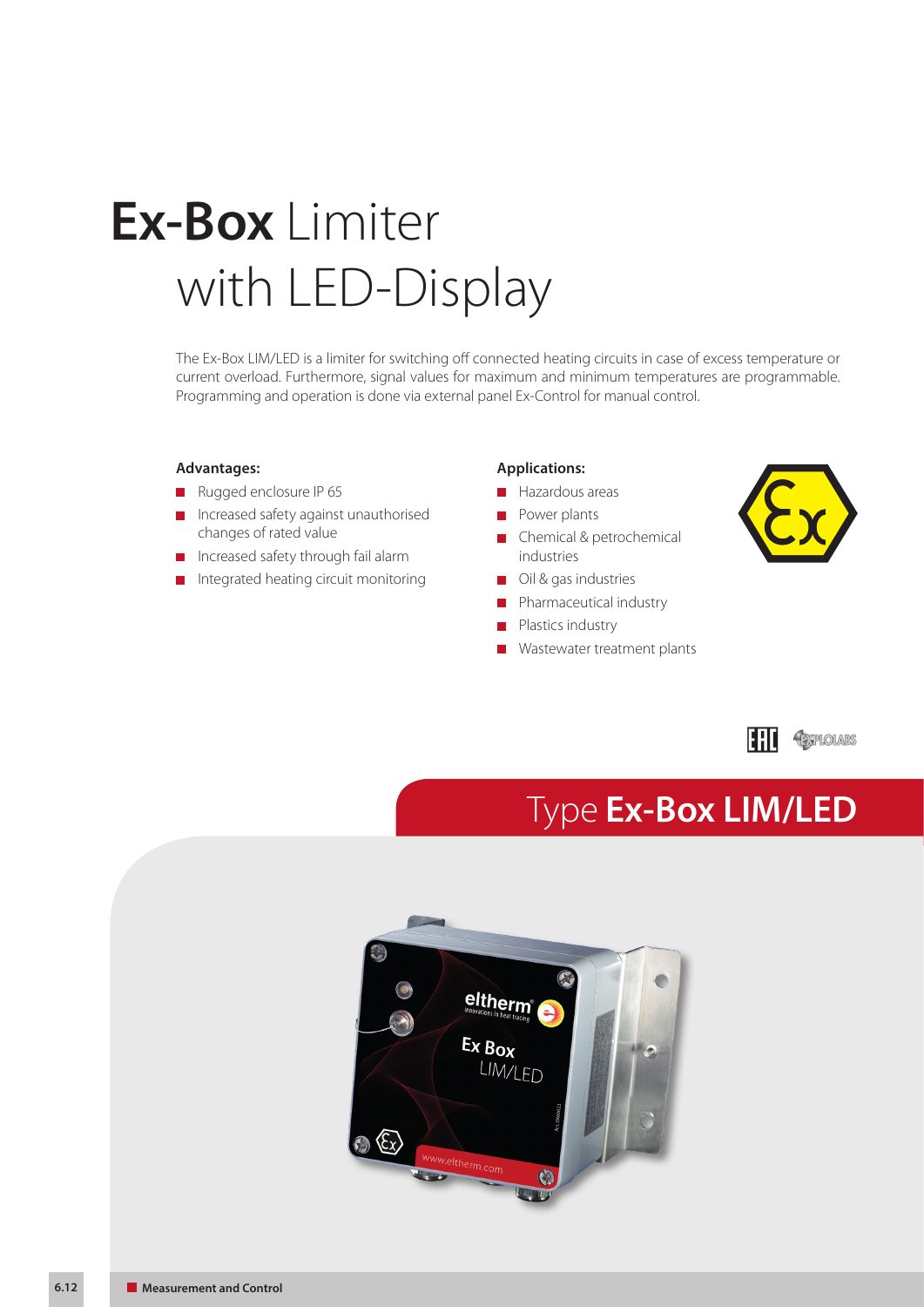# **Ex-Box** Limiter with LED-Display

The Ex-Box LIM/LED is a limiter for switching off connected heating circuits in case of excess temperature or current overload. Furthermore, signal values for maximum and minimum temperatures are programmable. Programming and operation is done via external panel Ex-Control for manual control.

**Advantages:**

- Rugged enclosure IP 65
- Increased safety against unauthorised changes of rated value
- Increased safety through fail alarm
- Integrated heating circuit monitoring

**Applications:**

- Hazardous areas
- Power plants
- Chemical & petrochemical industries
- Oil & gas industries
- Pharmaceutical industry
- Plastics industry
- Wastewater treatment plants

## Type **Ex-Box LIM/LED**

Measurement and Control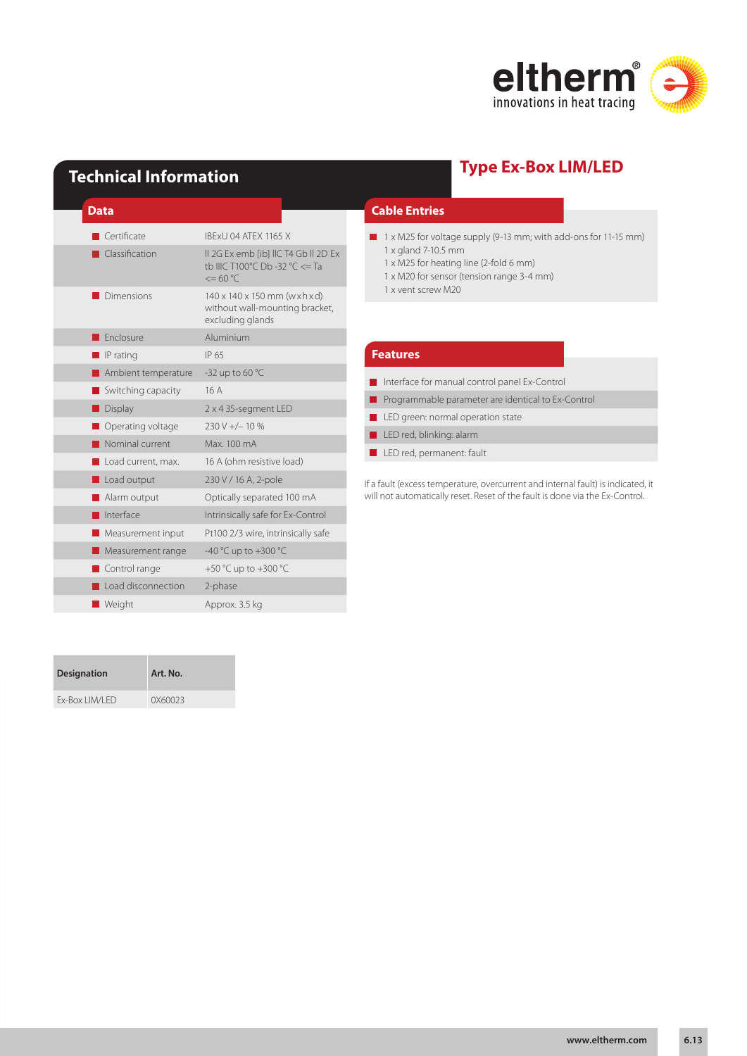# Technical Information

## Type Ex-Box LIM/LED

### Data

| | |
|---|---|
| Certificate | IBExU 04 ATEX 1165 X |
| Classification | II 2G Ex emb [ib] IIC T4 Gb II 2D Ex tb IIIC T100°C Db -32 °C <= Ta <= 60 °C |
| Dimensions | 140 x 140 x 150 mm (w x h x d) without wall-mounting bracket, excluding glands |
| Enclosure | Aluminium |
| IP rating | IP 65 |
| Ambient temperature | -32 up to 60 °C |
| Switching capacity | 16 A |
| Display | 2 x 4 35-segment LED |
| Operating voltage | 230 V +/– 10 % |
| Nominal current | Max. 100 mA |
| Load current, max. | 16 A (ohm resistive load) |
| Load output | 230 V / 16 A, 2-pole |
| Alarm output | Optically separated 100 mA |
| Interface | Intrinsically safe for Ex-Control |
| Measurement input | Pt100 2/3 wire, intrinsically safe |
| Measurement range | -40 °C up to +300 °C |
| Control range | +50 °C up to +300 °C |
| Load disconnection | 2-phase |
| Weight | Approx. 3.5 kg |

### Cable Entries

- 1 x M25 for voltage supply (9-13 mm; with add-ons for 11-15 mm)
  1 x gland 7-10.5 mm
  1 x M25 for heating line (2-fold 6 mm)
  1 x M20 for sensor (tension range 3-4 mm)
  1 x vent screw M20

### Features

- Interface for manual control panel Ex-Control
- Programmable parameter are identical to Ex-Control
- LED green: normal operation state
- LED red, blinking: alarm
- LED red, permanent: fault

If a fault (excess temperature, overcurrent and internal fault) is indicated, it will not automatically reset. Reset of the fault is done via the Ex-Control.

| Designation | Art. No. |
|---|---|
| Ex-Box LIM/LED | 0X60023 |